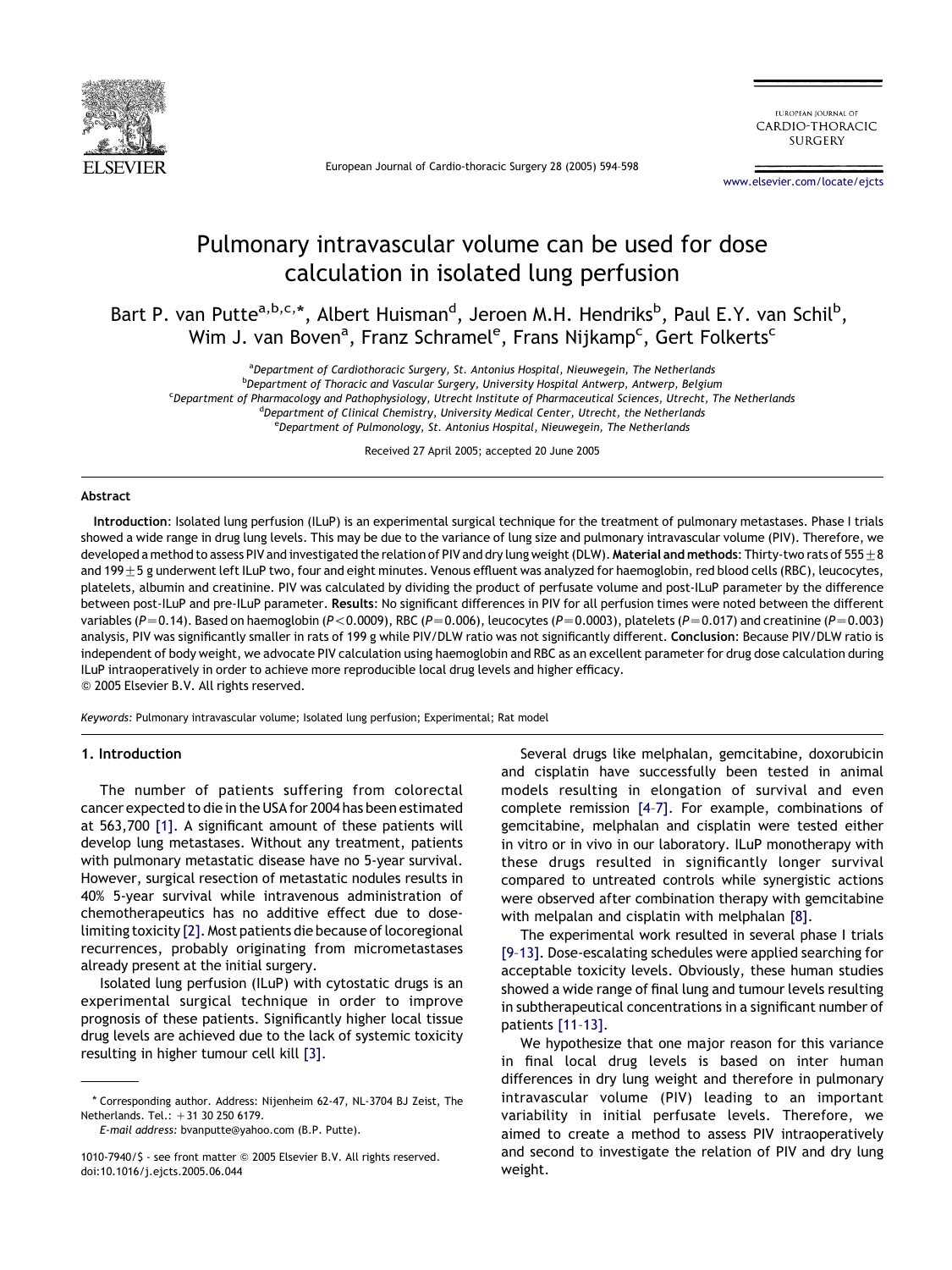# Pulmonary intravascular volume can be used for dose calculation in isolated lung perfusion

Bart P. van Putte[a,b,c,*], Albert Huisman[d], Jeroen M.H. Hendriks[b], Paul E.Y. van Schil[b], Wim J. van Boven[a], Franz Schramel[e], Frans Nijkamp[c], Gert Folkerts[c]

[a] *Department of Cardiothoracic Surgery, St. Antonius Hospital, Nieuwegein, The Netherlands*
[b] *Department of Thoracic and Vascular Surgery, University Hospital Antwerp, Antwerp, Belgium*
[c] *Department of Pharmacology and Pathophysiology, Utrecht Institute of Pharmaceutical Sciences, Utrecht, The Netherlands*
[d] *Department of Clinical Chemistry, University Medical Center, Utrecht, the Netherlands*
[e] *Department of Pulmonology, St. Antonius Hospital, Nieuwegein, The Netherlands*

Received 27 April 2005; accepted 20 June 2005

## Abstract

**Introduction**: Isolated lung perfusion (ILuP) is an experimental surgical technique for the treatment of pulmonary metastases. Phase I trials showed a wide range in drug lung levels. This may be due to the variance of lung size and pulmonary intravascular volume (PIV). Therefore, we developed a method to assess PIV and investigated the relation of PIV and dry lung weight (DLW). **Material and methods**: Thirty-two rats of $555 \pm 8$ and $199 \pm 5$ g underwent left ILuP two, four and eight minutes. Venous effluent was analyzed for haemoglobin, red blood cells (RBC), leucocytes, platelets, albumin and creatinine. PIV was calculated by dividing the product of perfusate volume and post-ILuP parameter by the difference between post-ILuP and pre-ILuP parameter. **Results**: No significant differences in PIV for all perfusion times were noted between the different variables ($P = 0.14$). Based on haemoglobin ($P < 0.0009$), RBC ($P = 0.006$), leucocytes ($P = 0.0003$), platelets ($P = 0.017$) and creatinine ($P = 0.003$) analysis, PIV was significantly smaller in rats of 199 g while PIV/DLW ratio was not significantly different. **Conclusion**: Because PIV/DLW ratio is independent of body weight, we advocate PIV calculation using haemoglobin and RBC as an excellent parameter for drug dose calculation during ILuP intraoperatively in order to achieve more reproducible local drug levels and higher efficacy.
© 2005 Elsevier B.V. All rights reserved.

*Keywords:* Pulmonary intravascular volume; Isolated lung perfusion; Experimental; Rat model

## 1. Introduction

The number of patients suffering from colorectal cancer expected to die in the USA for 2004 has been estimated at 563,700 [1]. A significant amount of these patients will develop lung metastases. Without any treatment, patients with pulmonary metastatic disease have no 5-year survival. However, surgical resection of metastatic nodules results in 40% 5-year survival while intravenous administration of chemotherapeutics has no additive effect due to dose-limiting toxicity [2]. Most patients die because of locoregional recurrences, probably originating from micrometastases already present at the initial surgery.

Isolated lung perfusion (ILuP) with cytostatic drugs is an experimental surgical technique in order to improve prognosis of these patients. Significantly higher local tissue drug levels are achieved due to the lack of systemic toxicity resulting in higher tumour cell kill [3].

Several drugs like melphalan, gemcitabine, doxorubicin and cisplatin have successfully been tested in animal models resulting in elongation of survival and even complete remission [4–7]. For example, combinations of gemcitabine, melphalan and cisplatin were tested either in vitro or in vivo in our laboratory. ILuP monotherapy with these drugs resulted in significantly longer survival compared to untreated controls while synergistic actions were observed after combination therapy with gemcitabine with melpalan and cisplatin with melphalan [8].

The experimental work resulted in several phase I trials [9–13]. Dose-escalating schedules were applied searching for acceptable toxicity levels. Obviously, these human studies showed a wide range of final lung and tumour levels resulting in subtherapeutical concentrations in a significant number of patients [11–13].

We hypothesize that one major reason for this variance in final local drug levels is based on inter human differences in dry lung weight and therefore in pulmonary intravascular volume (PIV) leading to an important variability in initial perfusate levels. Therefore, we aimed to create a method to assess PIV intraoperatively and second to investigate the relation of PIV and dry lung weight.

\* Corresponding author. Address: Nijenheim 62-47, NL-3704 BJ Zeist, The Netherlands. Tel.: +31 30 250 6179.
*E-mail address:* bvanputte@yahoo.com (B.P. Putte).

1010-7940/$ - see front matter © 2005 Elsevier B.V. All rights reserved.
doi:10.1016/j.ejcts.2005.06.044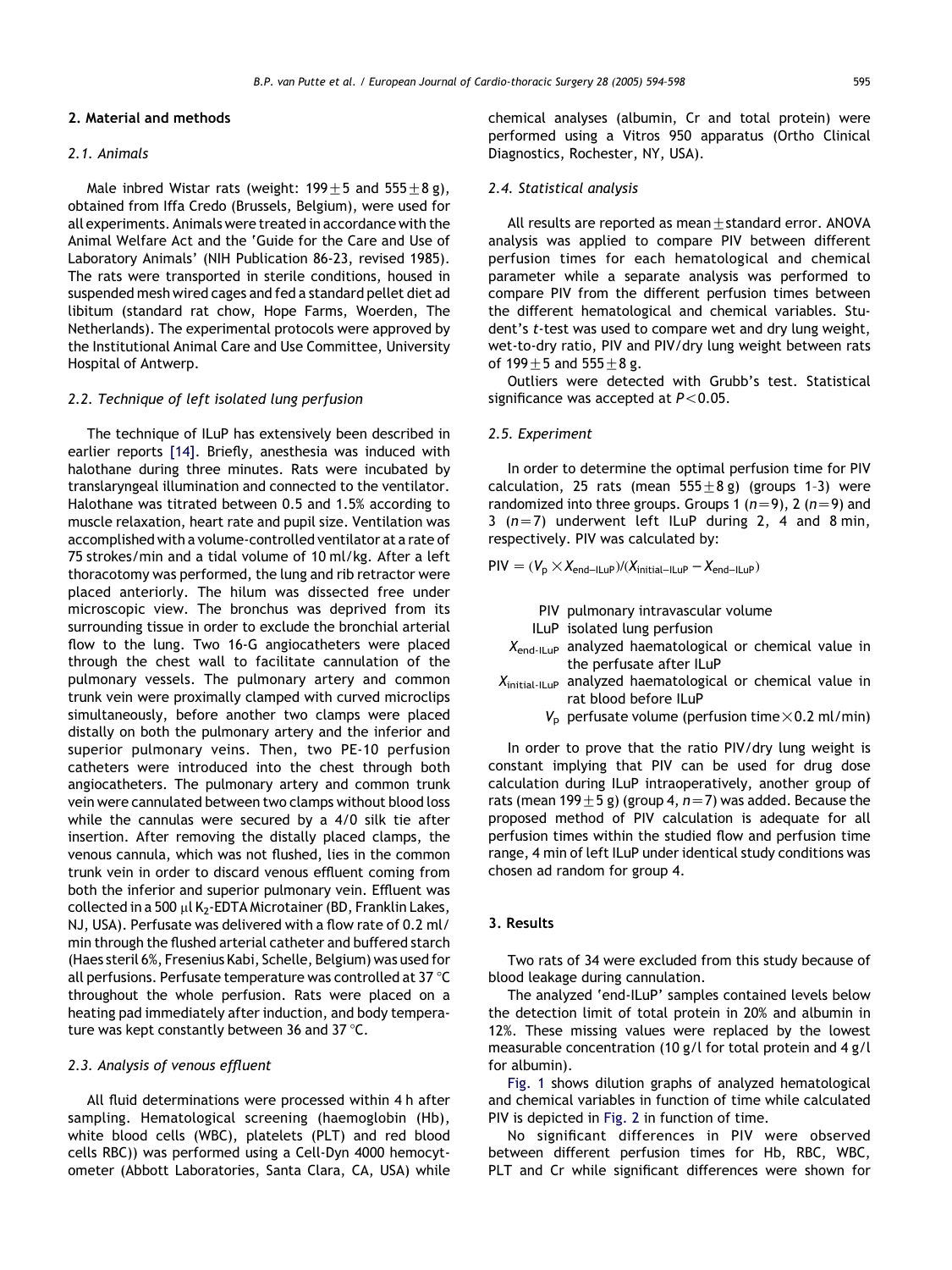## 2. Material and methods

### 2.1. Animals

Male inbred Wistar rats (weight: $199 \pm 5$ and $555 \pm 8$ g), obtained from Iffa Credo (Brussels, Belgium), were used for all experiments. Animals were treated in accordance with the Animal Welfare Act and the 'Guide for the Care and Use of Laboratory Animals' (NIH Publication 86-23, revised 1985). The rats were transported in sterile conditions, housed in suspended mesh wired cages and fed a standard pellet diet ad libitum (standard rat chow, Hope Farms, Woerden, The Netherlands). The experimental protocols were approved by the Institutional Animal Care and Use Committee, University Hospital of Antwerp.

### 2.2. Technique of left isolated lung perfusion

The technique of ILuP has extensively been described in earlier reports [14]. Briefly, anesthesia was induced with halothane during three minutes. Rats were incubated by translaryngeal illumination and connected to the ventilator. Halothane was titrated between 0.5 and 1.5% according to muscle relaxation, heart rate and pupil size. Ventilation was accomplished with a volume-controlled ventilator at a rate of 75 strokes/min and a tidal volume of 10 ml/kg. After a left thoracotomy was performed, the lung and rib retractor were placed anteriorly. The hilum was dissected free under microscopic view. The bronchus was deprived from its surrounding tissue in order to exclude the bronchial arterial flow to the lung. Two 16-G angiocatheters were placed through the chest wall to facilitate cannulation of the pulmonary vessels. The pulmonary artery and common trunk vein were proximally clamped with curved microclips simultaneously, before another two clamps were placed distally on both the pulmonary artery and the inferior and superior pulmonary veins. Then, two PE-10 perfusion catheters were introduced into the chest through both angiocatheters. The pulmonary artery and common trunk vein were cannulated between two clamps without blood loss while the cannulas were secured by a 4/0 silk tie after insertion. After removing the distally placed clamps, the venous cannula, which was not flushed, lies in the common trunk vein in order to discard venous effluent coming from both the inferior and superior pulmonary vein. Effluent was collected in a 500 μl $K_2$-EDTA Microtainer (BD, Franklin Lakes, NJ, USA). Perfusate was delivered with a flow rate of 0.2 ml/min through the flushed arterial catheter and buffered starch (Haes steril 6%, Fresenius Kabi, Schelle, Belgium) was used for all perfusions. Perfusate temperature was controlled at 37 °C throughout the whole perfusion. Rats were placed on a heating pad immediately after induction, and body temperature was kept constantly between 36 and 37 °C.

### 2.3. Analysis of venous effluent

All fluid determinations were processed within 4 h after sampling. Hematological screening (haemoglobin (Hb), white blood cells (WBC), platelets (PLT) and red blood cells RBC)) was performed using a Cell-Dyn 4000 hemocytometer (Abbott Laboratories, Santa Clara, CA, USA) while chemical analyses (albumin, Cr and total protein) were performed using a Vitros 950 apparatus (Ortho Clinical Diagnostics, Rochester, NY, USA).

### 2.4. Statistical analysis

All results are reported as mean ± standard error. ANOVA analysis was applied to compare PIV between different perfusion times for each hematological and chemical parameter while a separate analysis was performed to compare PIV from the different perfusion times between the different hematological and chemical variables. Student's *t*-test was used to compare wet and dry lung weight, wet-to-dry ratio, PIV and PIV/dry lung weight between rats of $199 \pm 5$ and $555 \pm 8$ g.

Outliers were detected with Grubb's test. Statistical significance was accepted at $P < 0.05$.

### 2.5. Experiment

In order to determine the optimal perfusion time for PIV calculation, 25 rats (mean $555 \pm 8$ g) (groups 1–3) were randomized into three groups. Groups 1 ($n=9$), 2 ($n=9$) and 3 ($n=7$) underwent left ILuP during 2, 4 and 8 min, respectively. PIV was calculated by:

$$\text{PIV} = (V_p \times X_{\text{end-ILuP}})/(X_{\text{initial-ILuP}} - X_{\text{end-ILuP}})$$

- PIV pulmonary intravascular volume
- ILuP isolated lung perfusion
- $X_{\text{end-ILuP}}$ analyzed haematological or chemical value in the perfusate after ILuP
- $X_{\text{initial-ILuP}}$ analyzed haematological or chemical value in rat blood before ILuP
- $V_p$ perfusate volume (perfusion time × 0.2 ml/min)

In order to prove that the ratio PIV/dry lung weight is constant implying that PIV can be used for drug dose calculation during ILuP intraoperatively, another group of rats (mean $199 \pm 5$ g) (group 4, $n=7$) was added. Because the proposed method of PIV calculation is adequate for all perfusion times within the studied flow and perfusion time range, 4 min of left ILuP under identical study conditions was chosen ad random for group 4.

## 3. Results

Two rats of 34 were excluded from this study because of blood leakage during cannulation.

The analyzed 'end-ILuP' samples contained levels below the detection limit of total protein in 20% and albumin in 12%. These missing values were replaced by the lowest measurable concentration (10 g/l for total protein and 4 g/l for albumin).

Fig. 1 shows dilution graphs of analyzed hematological and chemical variables in function of time while calculated PIV is depicted in Fig. 2 in function of time.

No significant differences in PIV were observed between different perfusion times for Hb, RBC, WBC, PLT and Cr while significant differences were shown for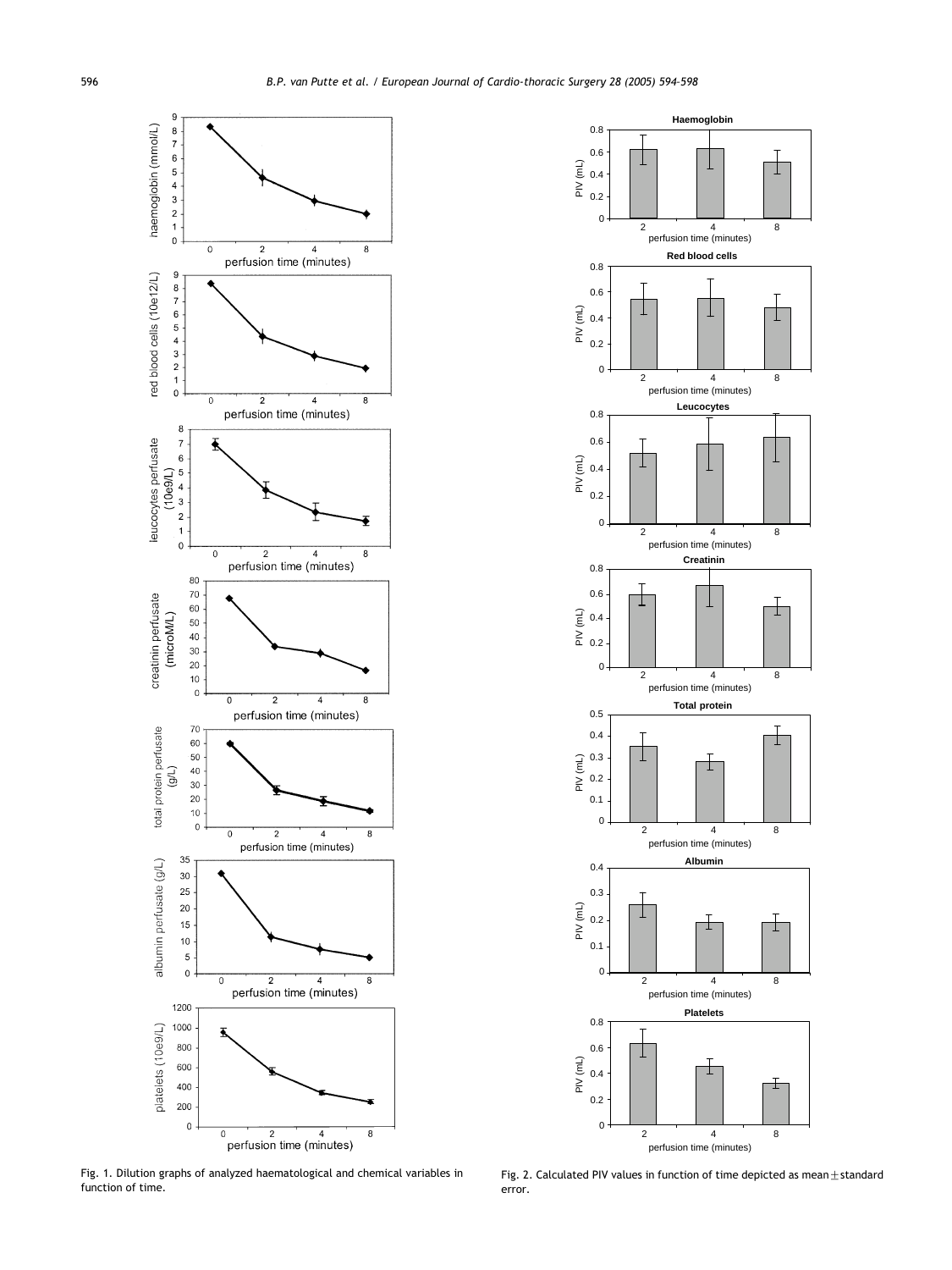Fig. 1. Dilution graphs of analyzed haematological and chemical variables in function of time.

Fig. 2. Calculated PIV values in function of time depicted as mean ± standard error.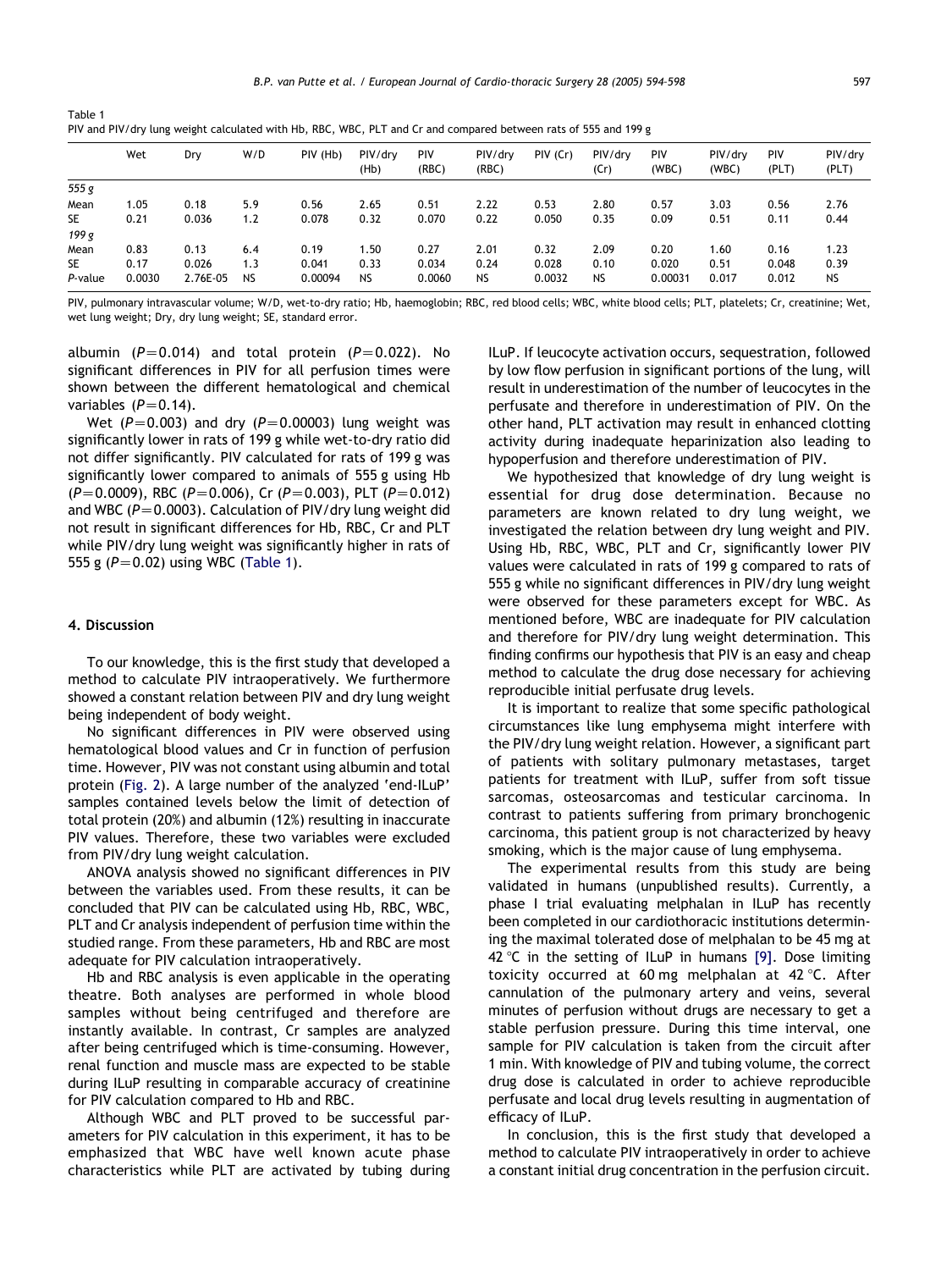Table 1
PIV and PIV/dry lung weight calculated with Hb, RBC, WBC, PLT and Cr and compared between rats of 555 and 199 g

| | Wet | Dry | W/D | PIV (Hb) | PIV/dry (Hb) | PIV (RBC) | PIV/dry (RBC) | PIV (Cr) | PIV/dry (Cr) | PIV (WBC) | PIV/dry (WBC) | PIV (PLT) | PIV/dry (PLT) |
|---|---|---|---|---|---|---|---|---|---|---|---|---|---|
| *555 g* | | | | | | | | | | | | | |
| Mean | 1.05 | 0.18 | 5.9 | 0.56 | 2.65 | 0.51 | 2.22 | 0.53 | 2.80 | 0.57 | 3.03 | 0.56 | 2.76 |
| SE | 0.21 | 0.036 | 1.2 | 0.078 | 0.32 | 0.070 | 0.22 | 0.050 | 0.35 | 0.09 | 0.51 | 0.11 | 0.44 |
| *199 g* | | | | | | | | | | | | | |
| Mean | 0.83 | 0.13 | 6.4 | 0.19 | 1.50 | 0.27 | 2.01 | 0.32 | 2.09 | 0.20 | 1.60 | 0.16 | 1.23 |
| SE | 0.17 | 0.026 | 1.3 | 0.041 | 0.33 | 0.034 | 0.24 | 0.028 | 0.10 | 0.020 | 0.51 | 0.048 | 0.39 |
| *P*-value | 0.0030 | 2.76E-05 | NS | 0.00094 | NS | 0.0060 | NS | 0.0032 | NS | 0.00031 | 0.017 | 0.012 | NS |

PIV, pulmonary intravascular volume; W/D, wet-to-dry ratio; Hb, haemoglobin; RBC, red blood cells; WBC, white blood cells; PLT, platelets; Cr, creatinine; Wet, wet lung weight; Dry, dry lung weight; SE, standard error.

albumin ($P=0.014$) and total protein ($P=0.022$). No significant differences in PIV for all perfusion times were shown between the different hematological and chemical variables ($P=0.14$).

Wet ($P=0.003$) and dry ($P=0.00003$) lung weight was significantly lower in rats of 199 g while wet-to-dry ratio did not differ significantly. PIV calculated for rats of 199 g was significantly lower compared to animals of 555 g using Hb ($P=0.0009$), RBC ($P=0.006$), Cr ($P=0.003$), PLT ($P=0.012$) and WBC ($P=0.0003$). Calculation of PIV/dry lung weight did not result in significant differences for Hb, RBC, Cr and PLT while PIV/dry lung weight was significantly higher in rats of 555 g ($P=0.02$) using WBC (Table 1).

## 4. Discussion

To our knowledge, this is the first study that developed a method to calculate PIV intraoperatively. We furthermore showed a constant relation between PIV and dry lung weight being independent of body weight.

No significant differences in PIV were observed using hematological blood values and Cr in function of perfusion time. However, PIV was not constant using albumin and total protein (Fig. 2). A large number of the analyzed 'end-ILuP' samples contained levels below the limit of detection of total protein (20%) and albumin (12%) resulting in inaccurate PIV values. Therefore, these two variables were excluded from PIV/dry lung weight calculation.

ANOVA analysis showed no significant differences in PIV between the variables used. From these results, it can be concluded that PIV can be calculated using Hb, RBC, WBC, PLT and Cr analysis independent of perfusion time within the studied range. From these parameters, Hb and RBC are most adequate for PIV calculation intraoperatively.

Hb and RBC analysis is even applicable in the operating theatre. Both analyses are performed in whole blood samples without being centrifuged and therefore are instantly available. In contrast, Cr samples are analyzed after being centrifuged which is time-consuming. However, renal function and muscle mass are expected to be stable during ILuP resulting in comparable accuracy of creatinine for PIV calculation compared to Hb and RBC.

Although WBC and PLT proved to be successful parameters for PIV calculation in this experiment, it has to be emphasized that WBC have well known acute phase characteristics while PLT are activated by tubing during ILuP. If leucocyte activation occurs, sequestration, followed by low flow perfusion in significant portions of the lung, will result in underestimation of the number of leucocytes in the perfusate and therefore in underestimation of PIV. On the other hand, PLT activation may result in enhanced clotting activity during inadequate heparinization also leading to hypoperfusion and therefore underestimation of PIV.

We hypothesized that knowledge of dry lung weight is essential for drug dose determination. Because no parameters are known related to dry lung weight, we investigated the relation between dry lung weight and PIV. Using Hb, RBC, WBC, PLT and Cr, significantly lower PIV values were calculated in rats of 199 g compared to rats of 555 g while no significant differences in PIV/dry lung weight were observed for these parameters except for WBC. As mentioned before, WBC are inadequate for PIV calculation and therefore for PIV/dry lung weight determination. This finding confirms our hypothesis that PIV is an easy and cheap method to calculate the drug dose necessary for achieving reproducible initial perfusate drug levels.

It is important to realize that some specific pathological circumstances like lung emphysema might interfere with the PIV/dry lung weight relation. However, a significant part of patients with solitary pulmonary metastases, target patients for treatment with ILuP, suffer from soft tissue sarcomas, osteosarcomas and testicular carcinoma. In contrast to patients suffering from primary bronchogenic carcinoma, this patient group is not characterized by heavy smoking, which is the major cause of lung emphysema.

The experimental results from this study are being validated in humans (unpublished results). Currently, a phase I trial evaluating melphalan in ILuP has recently been completed in our cardiothoracic institutions determining the maximal tolerated dose of melphalan to be 45 mg at 42 °C in the setting of ILuP in humans [9]. Dose limiting toxicity occurred at 60 mg melphalan at 42 °C. After cannulation of the pulmonary artery and veins, several minutes of perfusion without drugs are necessary to get a stable perfusion pressure. During this time interval, one sample for PIV calculation is taken from the circuit after 1 min. With knowledge of PIV and tubing volume, the correct drug dose is calculated in order to achieve reproducible perfusate and local drug levels resulting in augmentation of efficacy of ILuP.

In conclusion, this is the first study that developed a method to calculate PIV intraoperatively in order to achieve a constant initial drug concentration in the perfusion circuit.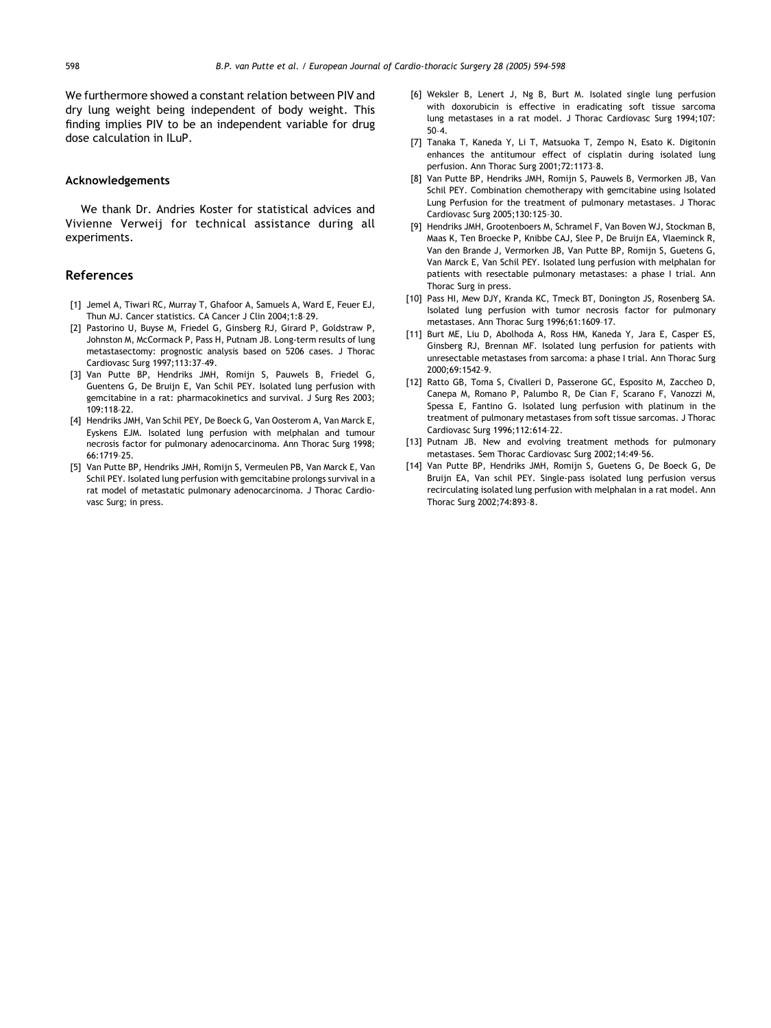We furthermore showed a constant relation between PIV and dry lung weight being independent of body weight. This finding implies PIV to be an independent variable for drug dose calculation in ILuP.

## Acknowledgements

We thank Dr. Andries Koster for statistical advices and Vivienne Verweij for technical assistance during all experiments.

## References

[1] Jemel A, Tiwari RC, Murray T, Ghafoor A, Samuels A, Ward E, Feuer EJ, Thun MJ. Cancer statistics. CA Cancer J Clin 2004;1:8–29.

[2] Pastorino U, Buyse M, Friedel G, Ginsberg RJ, Girard P, Goldstraw P, Johnston M, McCormack P, Pass H, Putnam JB. Long-term results of lung metastasectomy: prognostic analysis based on 5206 cases. J Thorac Cardiovasc Surg 1997;113:37–49.

[3] Van Putte BP, Hendriks JMH, Romijn S, Pauwels B, Friedel G, Guentens G, De Bruijn E, Van Schil PEY. Isolated lung perfusion with gemcitabine in a rat: pharmacokinetics and survival. J Surg Res 2003; 109:118–22.

[4] Hendriks JMH, Van Schil PEY, De Boeck G, Van Oosterom A, Van Marck E, Eyskens EJM. Isolated lung perfusion with melphalan and tumour necrosis factor for pulmonary adenocarcinoma. Ann Thorac Surg 1998; 66:1719–25.

[5] Van Putte BP, Hendriks JMH, Romijn S, Vermeulen PB, Van Marck E, Van Schil PEY. Isolated lung perfusion with gemcitabine prolongs survival in a rat model of metastatic pulmonary adenocarcinoma. J Thorac Cardiovasc Surg; in press.

[6] Weksler B, Lenert J, Ng B, Burt M. Isolated single lung perfusion with doxorubicin is effective in eradicating soft tissue sarcoma lung metastases in a rat model. J Thorac Cardiovasc Surg 1994;107: 50–4.

[7] Tanaka T, Kaneda Y, Li T, Matsuoka T, Zempo N, Esato K. Digitonin enhances the antitumour effect of cisplatin during isolated lung perfusion. Ann Thorac Surg 2001;72:1173–8.

[8] Van Putte BP, Hendriks JMH, Romijn S, Pauwels B, Vermorken JB, Van Schil PEY. Combination chemotherapy with gemcitabine using Isolated Lung Perfusion for the treatment of pulmonary metastases. J Thorac Cardiovasc Surg 2005;130:125–30.

[9] Hendriks JMH, Grootenboers M, Schramel F, Van Boven WJ, Stockman B, Maas K, Ten Broecke P, Knibbe CAJ, Slee P, De Bruijn EA, Vlaeminck R, Van den Brande J, Vermorken JB, Van Putte BP, Romijn S, Guetens G, Van Marck E, Van Schil PEY. Isolated lung perfusion with melphalan for patients with resectable pulmonary metastases: a phase I trial. Ann Thorac Surg in press.

[10] Pass HI, Mew DJY, Kranda KC, Tmeck BT, Donington JS, Rosenberg SA. Isolated lung perfusion with tumor necrosis factor for pulmonary metastases. Ann Thorac Surg 1996;61:1609–17.

[11] Burt ME, Liu D, Abolhoda A, Ross HM, Kaneda Y, Jara E, Casper ES, Ginsberg RJ, Brennan MF. Isolated lung perfusion for patients with unresectable metastases from sarcoma: a phase I trial. Ann Thorac Surg 2000;69:1542–9.

[12] Ratto GB, Toma S, Civalleri D, Passerone GC, Esposito M, Zaccheo D, Canepa M, Romano P, Palumbo R, De Cian F, Scarano F, Vanozzi M, Spessa E, Fantino G. Isolated lung perfusion with platinum in the treatment of pulmonary metastases from soft tissue sarcomas. J Thorac Cardiovasc Surg 1996;112:614–22.

[13] Putnam JB. New and evolving treatment methods for pulmonary metastases. Sem Thorac Cardiovasc Surg 2002;14:49–56.

[14] Van Putte BP, Hendriks JMH, Romijn S, Guetens G, De Boeck G, De Bruijn EA, Van schil PEY. Single-pass isolated lung perfusion versus recirculating isolated lung perfusion with melphalan in a rat model. Ann Thorac Surg 2002;74:893–8.